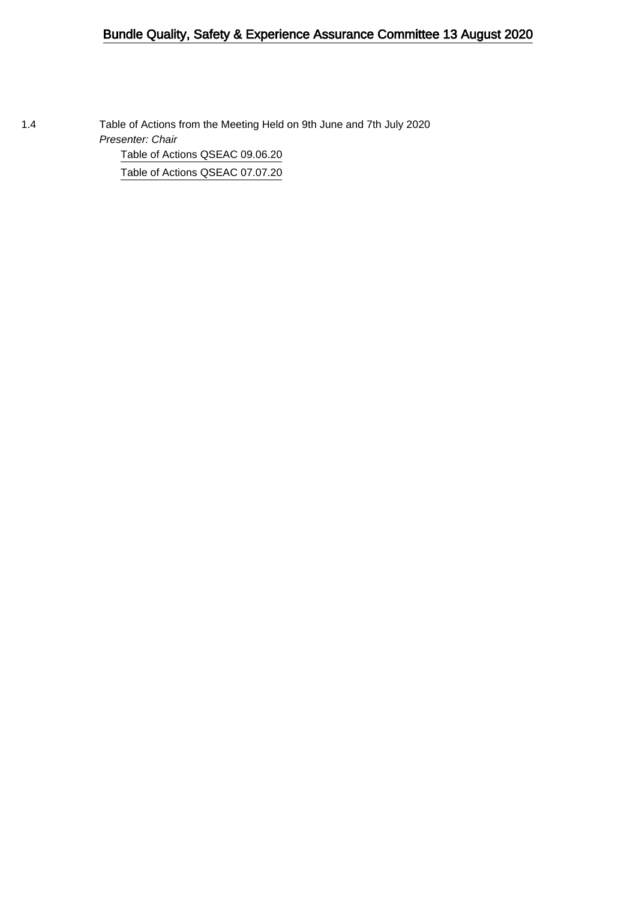# Bundle Quality, Safety & Experience Assurance Committee 13 August 2020

1.4 Table of Actions from the Meeting Held on 9th June and 7th July 2020

*Presenter: Chair*

Table of Actions QSEAC 09.06.20

Table of Actions QSEAC 07.07.20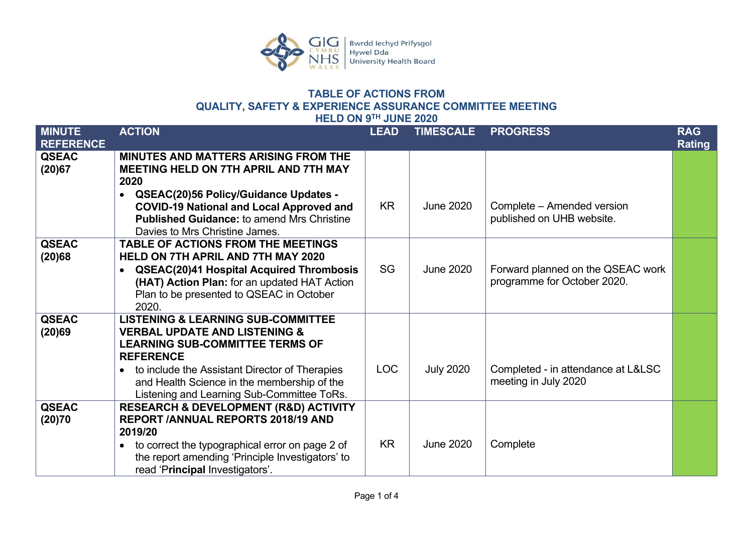## TABLE OF ACTIONS FROM QUALITY, SAFETY & EXPERIENCE ASSURANCE COMMITTEE MEETING HELD ON 9TH JUNE 2020

| MINUTE REFERENCE | ACTION | LEAD | TIMESCALE | PROGRESS | RAG Rating |
|---|---|---|---|---|---|
| QSEAC (20)67 | **MINUTES AND MATTERS ARISING FROM THE MEETING HELD ON 7TH APRIL AND 7TH MAY 2020**<br>• **QSEAC(20)56 Policy/Guidance Updates - COVID-19 National and Local Approved and Published Guidance:** to amend Mrs Christine Davies to Mrs Christine James. | KR | June 2020 | Complete – Amended version published on UHB website. | |
| QSEAC (20)68 | **TABLE OF ACTIONS FROM THE MEETINGS HELD ON 7TH APRIL AND 7TH MAY 2020**<br>• **QSEAC(20)41 Hospital Acquired Thrombosis (HAT) Action Plan:** for an updated HAT Action Plan to be presented to QSEAC in October 2020. | SG | June 2020 | Forward planned on the QSEAC work programme for October 2020. | |
| QSEAC (20)69 | **LISTENING & LEARNING SUB-COMMITTEE VERBAL UPDATE AND LISTENING & LEARNING SUB-COMMITTEE TERMS OF REFERENCE**<br>• to include the Assistant Director of Therapies and Health Science in the membership of the Listening and Learning Sub-Committee ToRs. | LOC | July 2020 | Completed - in attendance at L&LSC meeting in July 2020 | |
| QSEAC (20)70 | **RESEARCH & DEVELOPMENT (R&D) ACTIVITY REPORT /ANNUAL REPORTS 2018/19 AND 2019/20**<br>• to correct the typographical error on page 2 of the report amending 'Principle Investigators' to read 'P**rincipal** Investigators'. | KR | June 2020 | Complete | |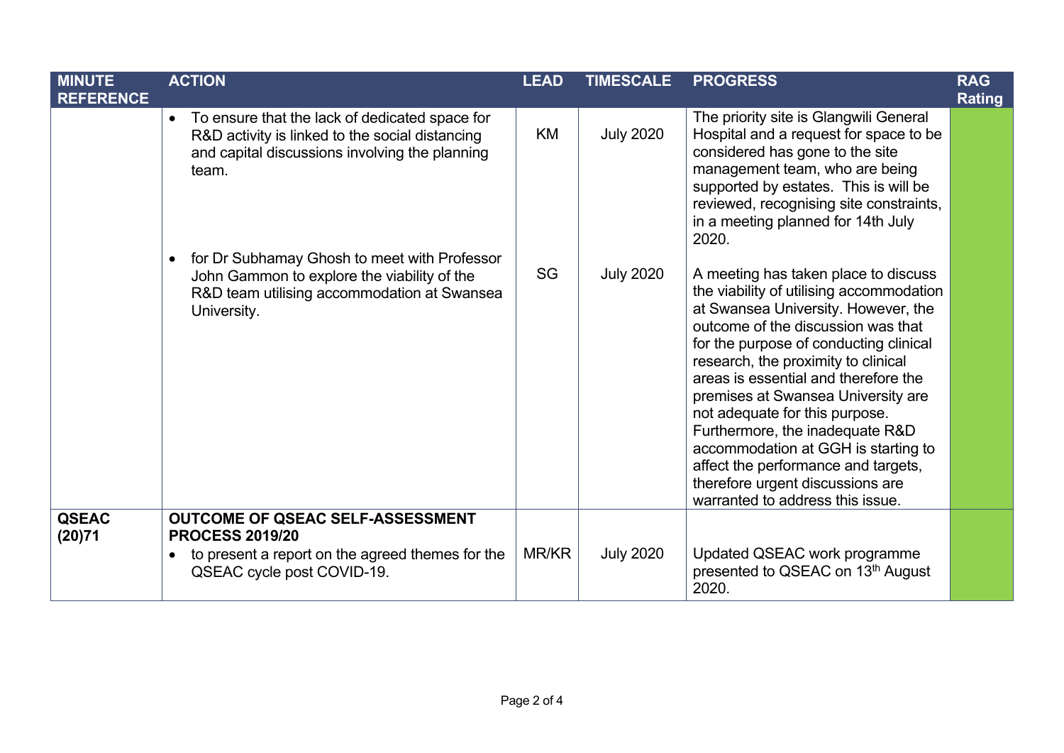| MINUTE REFERENCE | ACTION | LEAD | TIMESCALE | PROGRESS | RAG Rating |
|---|---|---|---|---|---|
| | • To ensure that the lack of dedicated space for R&D activity is linked to the social distancing and capital discussions involving the planning team. | KM | July 2020 | The priority site is Glangwili General Hospital and a request for space to be considered has gone to the site management team, who are being supported by estates. This is will be reviewed, recognising site constraints, in a meeting planned for 14th July 2020. | |
| | • for Dr Subhamay Ghosh to meet with Professor John Gammon to explore the viability of the R&D team utilising accommodation at Swansea University. | SG | July 2020 | A meeting has taken place to discuss the viability of utilising accommodation at Swansea University. However, the outcome of the discussion was that for the purpose of conducting clinical research, the proximity to clinical areas is essential and therefore the premises at Swansea University are not adequate for this purpose. Furthermore, the inadequate R&D accommodation at GGH is starting to affect the performance and targets, therefore urgent discussions are warranted to address this issue. | |
| **QSEAC (20)71** | **OUTCOME OF QSEAC SELF-ASSESSMENT PROCESS 2019/20** <br> • to present a report on the agreed themes for the QSEAC cycle post COVID-19. | MR/KR | July 2020 | Updated QSEAC work programme presented to QSEAC on 13th August 2020. | |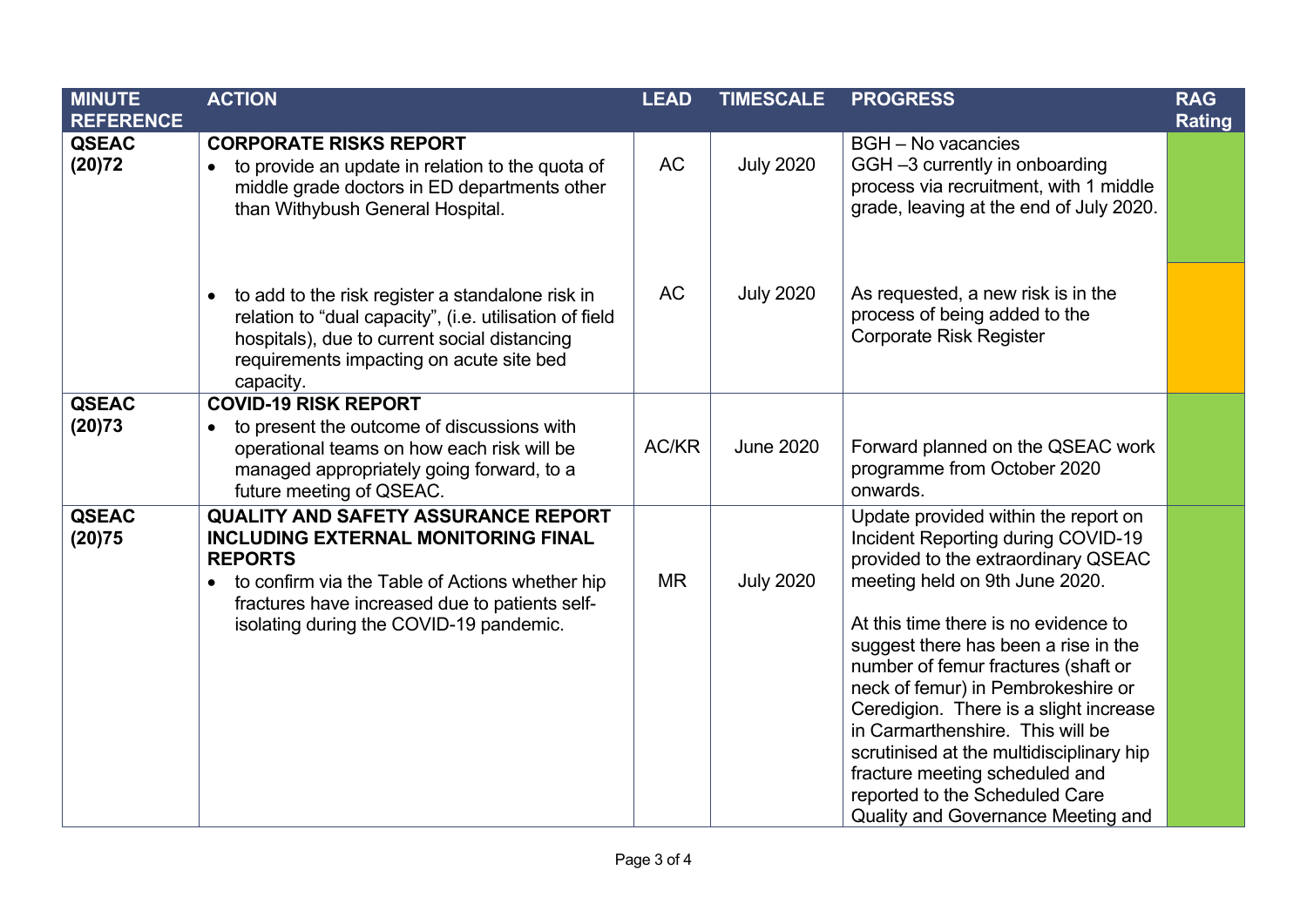| MINUTE REFERENCE | ACTION | LEAD | TIMESCALE | PROGRESS | RAG Rating |
|---|---|---|---|---|---|
| QSEAC (20)72 | **CORPORATE RISKS REPORT**<br>• to provide an update in relation to the quota of middle grade doctors in ED departments other than Withybush General Hospital. | AC | July 2020 | BGH – No vacancies<br>GGH –3 currently in onboarding process via recruitment, with 1 middle grade, leaving at the end of July 2020. | |
| | • to add to the risk register a standalone risk in relation to "dual capacity", (i.e. utilisation of field hospitals), due to current social distancing requirements impacting on acute site bed capacity. | AC | July 2020 | As requested, a new risk is in the process of being added to the Corporate Risk Register | |
| QSEAC (20)73 | **COVID-19 RISK REPORT**<br>• to present the outcome of discussions with operational teams on how each risk will be managed appropriately going forward, to a future meeting of QSEAC. | AC/KR | June 2020 | Forward planned on the QSEAC work programme from October 2020 onwards. | |
| QSEAC (20)75 | **QUALITY AND SAFETY ASSURANCE REPORT INCLUDING EXTERNAL MONITORING FINAL REPORTS**<br>• to confirm via the Table of Actions whether hip fractures have increased due to patients self-isolating during the COVID-19 pandemic. | MR | July 2020 | Update provided within the report on Incident Reporting during COVID-19 provided to the extraordinary QSEAC meeting held on 9th June 2020.<br><br>At this time there is no evidence to suggest there has been a rise in the number of femur fractures (shaft or neck of femur) in Pembrokeshire or Ceredigion. There is a slight increase in Carmarthenshire. This will be scrutinised at the multidisciplinary hip fracture meeting scheduled and reported to the Scheduled Care Quality and Governance Meeting and | |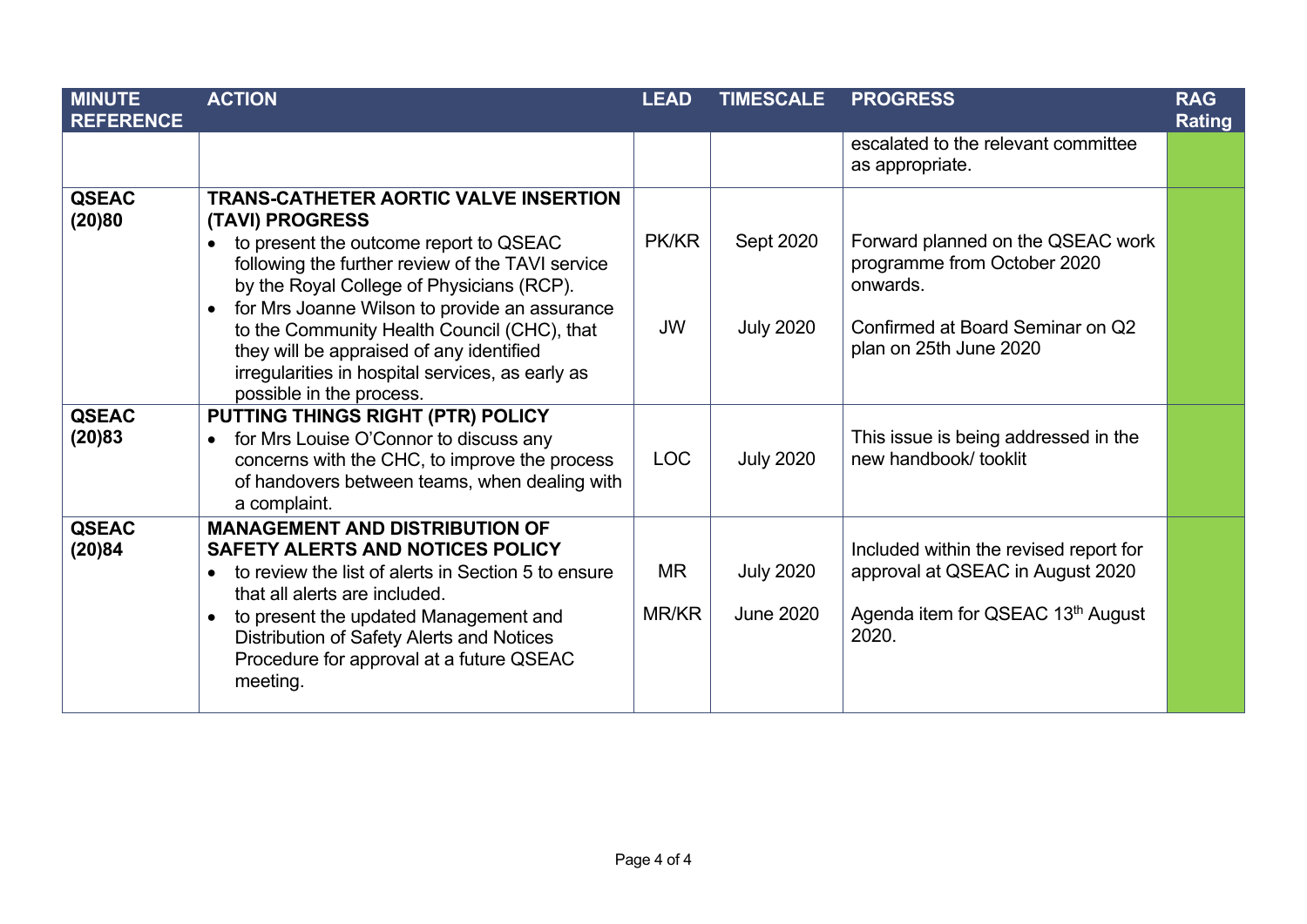| MINUTE REFERENCE | ACTION | LEAD | TIMESCALE | PROGRESS | RAG Rating |
|---|---|---|---|---|---|
| | | | | escalated to the relevant committee as appropriate. | |
| QSEAC (20)80 | **TRANS-CATHETER AORTIC VALVE INSERTION (TAVI) PROGRESS**<br>• to present the outcome report to QSEAC following the further review of the TAVI service by the Royal College of Physicians (RCP).<br>• for Mrs Joanne Wilson to provide an assurance to the Community Health Council (CHC), that they will be appraised of any identified irregularities in hospital services, as early as possible in the process. | PK/KR<br><br>JW | Sept 2020<br><br>July 2020 | Forward planned on the QSEAC work programme from October 2020 onwards.<br><br>Confirmed at Board Seminar on Q2 plan on 25th June 2020 | |
| QSEAC (20)83 | **PUTTING THINGS RIGHT (PTR) POLICY**<br>• for Mrs Louise O'Connor to discuss any concerns with the CHC, to improve the process of handovers between teams, when dealing with a complaint. | LOC | July 2020 | This issue is being addressed in the new handbook/ tooklit | |
| QSEAC (20)84 | **MANAGEMENT AND DISTRIBUTION OF SAFETY ALERTS AND NOTICES POLICY**<br>• to review the list of alerts in Section 5 to ensure that all alerts are included.<br>• to present the updated Management and Distribution of Safety Alerts and Notices Procedure for approval at a future QSEAC meeting. | MR<br><br>MR/KR | July 2020<br><br>June 2020 | Included within the revised report for approval at QSEAC in August 2020<br><br>Agenda item for QSEAC 13th August 2020. | |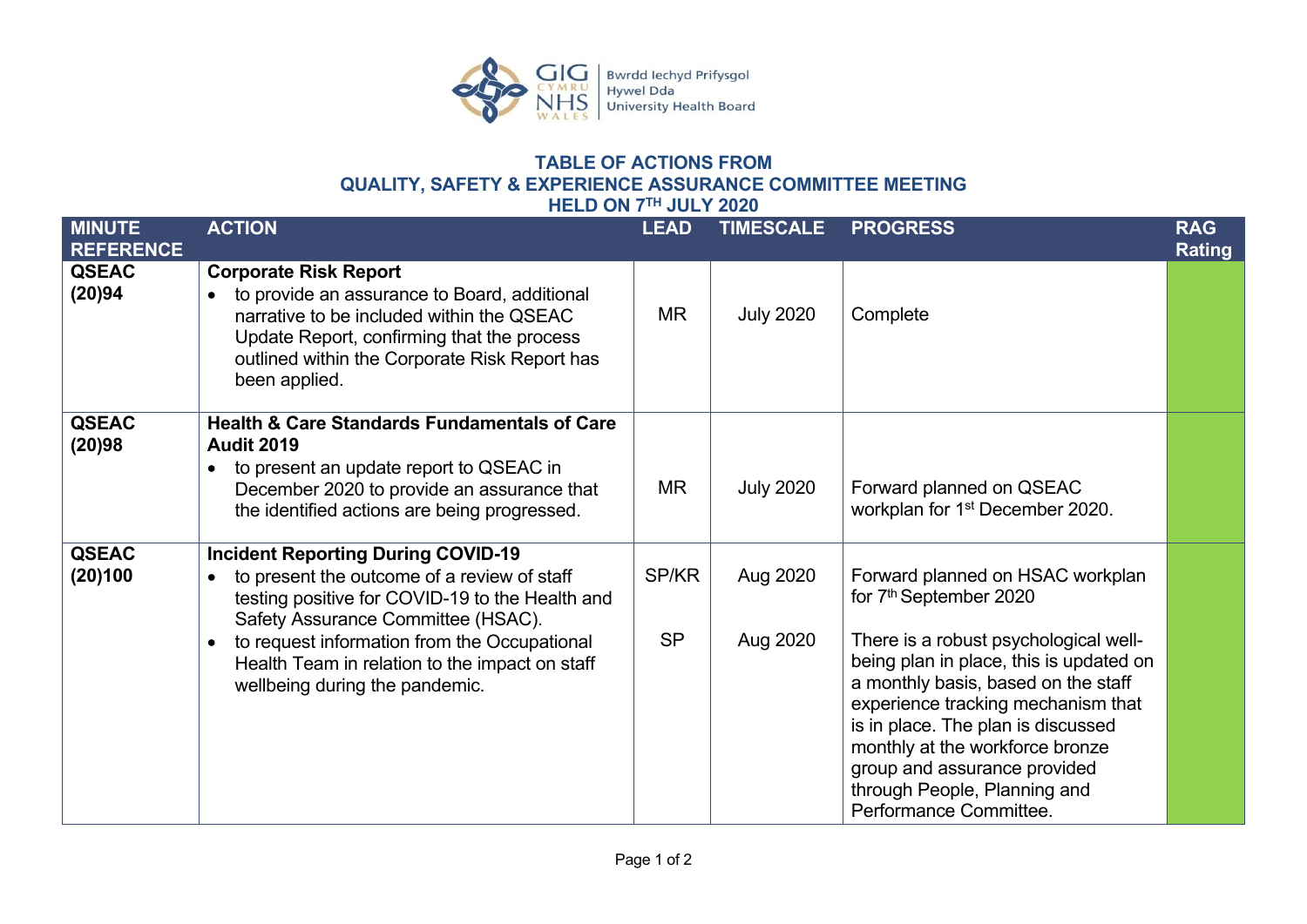# TABLE OF ACTIONS FROM QUALITY, SAFETY & EXPERIENCE ASSURANCE COMMITTEE MEETING HELD ON 7TH JULY 2020

| MINUTE REFERENCE | ACTION | LEAD | TIMESCALE | PROGRESS | RAG Rating |
|---|---|---|---|---|---|
| **QSEAC (20)94** | **Corporate Risk Report**<br>• to provide an assurance to Board, additional narrative to be included within the QSEAC Update Report, confirming that the process outlined within the Corporate Risk Report has been applied. | MR | July 2020 | Complete | |
| **QSEAC (20)98** | **Health & Care Standards Fundamentals of Care Audit 2019**<br>• to present an update report to QSEAC in December 2020 to provide an assurance that the identified actions are being progressed. | MR | July 2020 | Forward planned on QSEAC workplan for 1st December 2020. | |
| **QSEAC (20)100** | **Incident Reporting During COVID-19**<br>• to present the outcome of a review of staff testing positive for COVID-19 to the Health and Safety Assurance Committee (HSAC).<br>• to request information from the Occupational Health Team in relation to the impact on staff wellbeing during the pandemic. | SP/KR<br><br>SP | Aug 2020<br><br>Aug 2020 | Forward planned on HSAC workplan for 7th September 2020<br><br>There is a robust psychological well-being plan in place, this is updated on a monthly basis, based on the staff experience tracking mechanism that is in place. The plan is discussed monthly at the workforce bronze group and assurance provided through People, Planning and Performance Committee. | |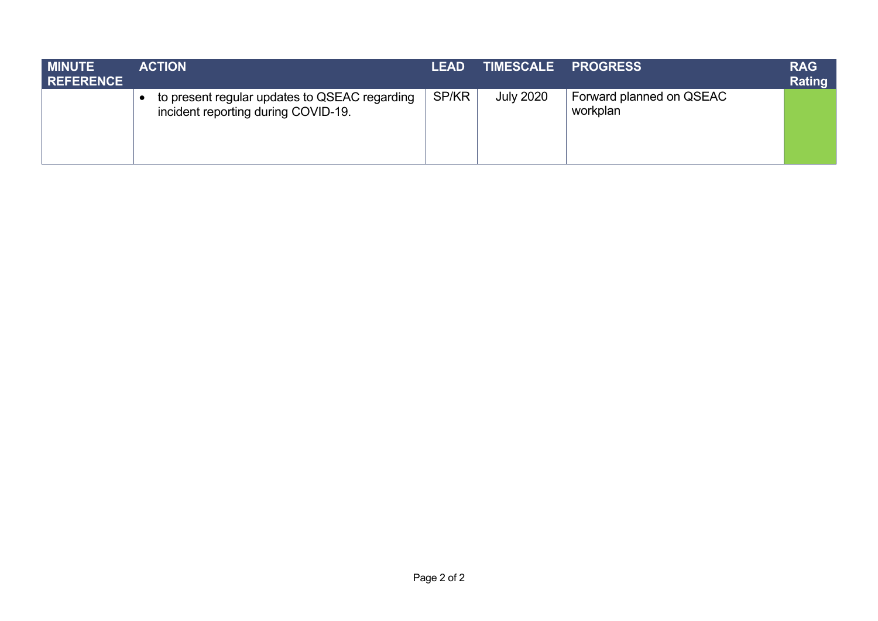| MINUTE REFERENCE | ACTION | LEAD | TIMESCALE | PROGRESS | RAG Rating |
|---|---|---|---|---|---|
| | • to present regular updates to QSEAC regarding incident reporting during COVID-19. | SP/KR | July 2020 | Forward planned on QSEAC workplan | |